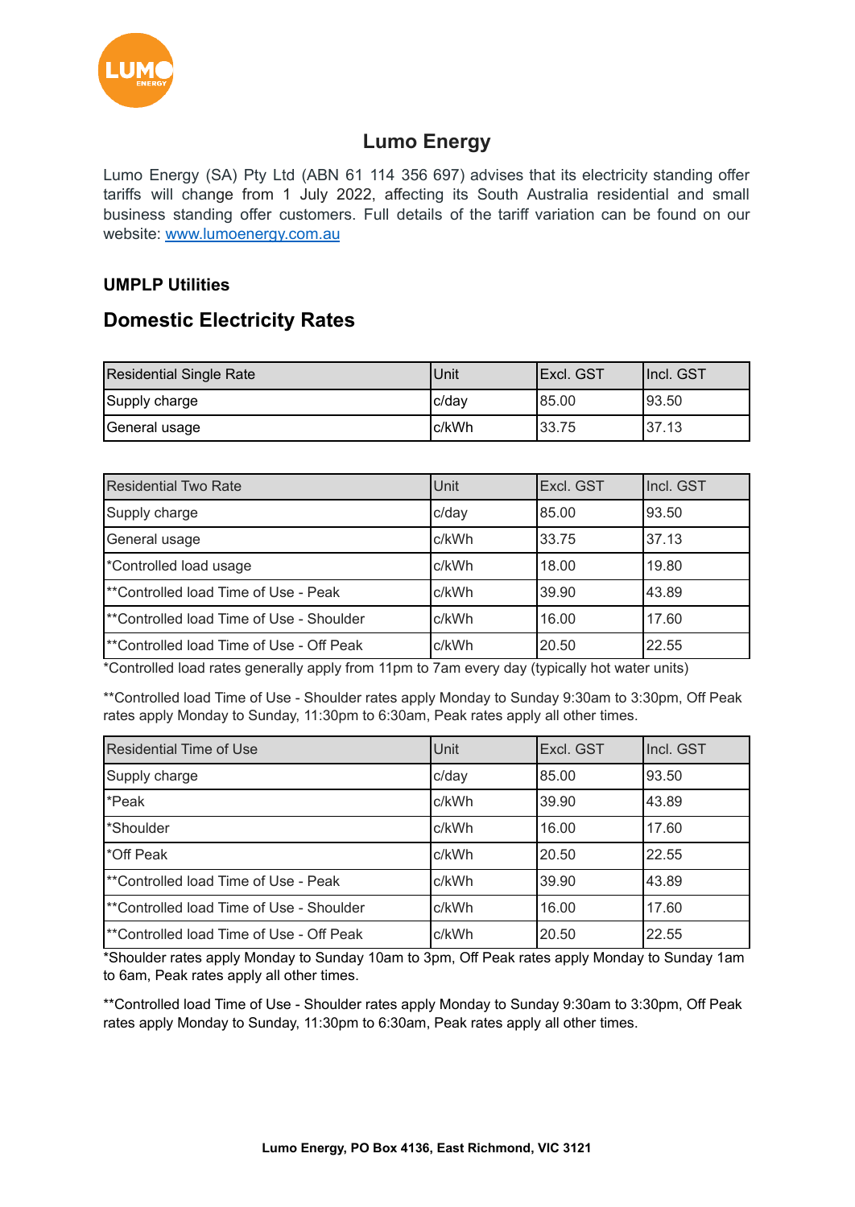# Lumo Energy

Lumo Energy (SA) Pty Ltd (ABN 61 114 356 697) advises that its electricity standing offer tariffs will change from 1 July 2022, affecting its South Australia residential and small business standing offer customers. Full details of the tariff variation can be found on our website: [www.lumoenergy.com.au](http://www.lumoenergy.com.au)

### UMPLP Utilities

## Domestic Electricity Rates

| Residential Single Rate | Unit | Excl. GST | Incl. GST |
|---|---|---|---|
| Supply charge | c/day | 85.00 | 93.50 |
| General usage | c/kWh | 33.75 | 37.13 |

| Residential Two Rate | Unit | Excl. GST | Incl. GST |
|---|---|---|---|
| Supply charge | c/day | 85.00 | 93.50 |
| General usage | c/kWh | 33.75 | 37.13 |
| *Controlled load usage | c/kWh | 18.00 | 19.80 |
| **Controlled load Time of Use - Peak | c/kWh | 39.90 | 43.89 |
| **Controlled load Time of Use - Shoulder | c/kWh | 16.00 | 17.60 |
| **Controlled load Time of Use - Off Peak | c/kWh | 20.50 | 22.55 |

*Controlled load rates generally apply from 11pm to 7am every day (typically hot water units)

**Controlled load Time of Use - Shoulder rates apply Monday to Sunday 9:30am to 3:30pm, Off Peak rates apply Monday to Sunday, 11:30pm to 6:30am, Peak rates apply all other times.

| Residential Time of Use | Unit | Excl. GST | Incl. GST |
|---|---|---|---|
| Supply charge | c/day | 85.00 | 93.50 |
| *Peak | c/kWh | 39.90 | 43.89 |
| *Shoulder | c/kWh | 16.00 | 17.60 |
| *Off Peak | c/kWh | 20.50 | 22.55 |
| **Controlled load Time of Use - Peak | c/kWh | 39.90 | 43.89 |
| **Controlled load Time of Use - Shoulder | c/kWh | 16.00 | 17.60 |
| **Controlled load Time of Use - Off Peak | c/kWh | 20.50 | 22.55 |

*Shoulder rates apply Monday to Sunday 10am to 3pm, Off Peak rates apply Monday to Sunday 1am to 6am, Peak rates apply all other times.

**Controlled load Time of Use - Shoulder rates apply Monday to Sunday 9:30am to 3:30pm, Off Peak rates apply Monday to Sunday, 11:30pm to 6:30am, Peak rates apply all other times.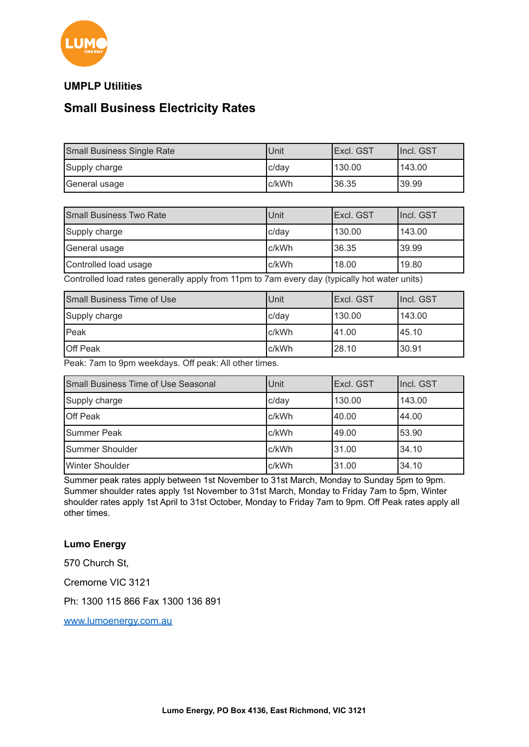**UMPLP Utilities**

## Small Business Electricity Rates

| Small Business Single Rate | Unit | Excl. GST | Incl. GST |
|---|---|---|---|
| Supply charge | c/day | 130.00 | 143.00 |
| General usage | c/kWh | 36.35 | 39.99 |

| Small Business Two Rate | Unit | Excl. GST | Incl. GST |
|---|---|---|---|
| Supply charge | c/day | 130.00 | 143.00 |
| General usage | c/kWh | 36.35 | 39.99 |
| Controlled load usage | c/kWh | 18.00 | 19.80 |

Controlled load rates generally apply from 11pm to 7am every day (typically hot water units)

| Small Business Time of Use | Unit | Excl. GST | Incl. GST |
|---|---|---|---|
| Supply charge | c/day | 130.00 | 143.00 |
| Peak | c/kWh | 41.00 | 45.10 |
| Off Peak | c/kWh | 28.10 | 30.91 |

Peak: 7am to 9pm weekdays. Off peak: All other times.

| Small Business Time of Use Seasonal | Unit | Excl. GST | Incl. GST |
|---|---|---|---|
| Supply charge | c/day | 130.00 | 143.00 |
| Off Peak | c/kWh | 40.00 | 44.00 |
| Summer Peak | c/kWh | 49.00 | 53.90 |
| Summer Shoulder | c/kWh | 31.00 | 34.10 |
| Winter Shoulder | c/kWh | 31.00 | 34.10 |

Summer peak rates apply between 1st November to 31st March, Monday to Sunday 5pm to 9pm. Summer shoulder rates apply 1st November to 31st March, Monday to Friday 7am to 5pm, Winter shoulder rates apply 1st April to 31st October, Monday to Friday 7am to 9pm. Off Peak rates apply all other times.

**Lumo Energy**

570 Church St,

Cremorne VIC 3121

Ph: 1300 115 866 Fax 1300 136 891

[www.lumoenergy.com.au](http://www.lumoenergy.com.au)

**Lumo Energy, PO Box 4136, East Richmond, VIC 3121**